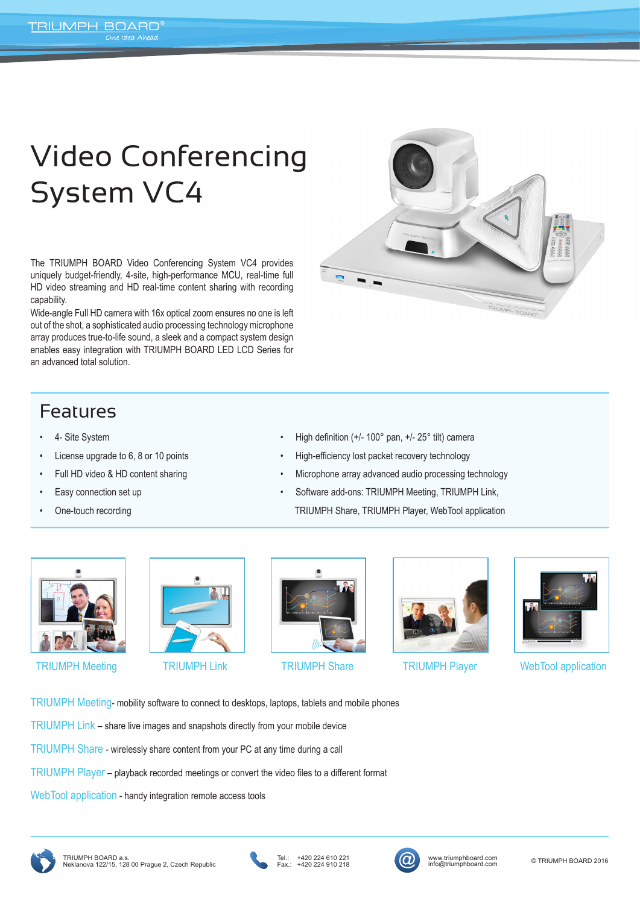# Video Conferencing System VC4

The TRIUMPH BOARD Video Conferencing System VC4 provides uniquely budget-friendly, 4-site, high-performance MCU, real-time full HD video streaming and HD real-time content sharing with recording capability.

Wide-angle Full HD camera with 16x optical zoom ensures no one is left out of the shot, a sophisticated audio processing technology microphone array produces true-to-life sound, a sleek and a compact system design enables easy integration with TRIUMPH BOARD LED LCD Series for an advanced total solution.

## Features

- 4- Site System
- License upgrade to 6, 8 or 10 points
- Full HD video & HD content sharing
- Easy connection set up
- One-touch recording
- High definition (+/- 100° pan, +/- 25° tilt) camera
- High-efficiency lost packet recovery technology
- Microphone array advanced audio processing technology
- Software add-ons: TRIUMPH Meeting, TRIUMPH Link, TRIUMPH Share, TRIUMPH Player, WebTool application

TRIUMPH Meeting | TRIUMPH Link | TRIUMPH Share | TRIUMPH Player | WebTool application

TRIUMPH Meeting- mobility software to connect to desktops, laptops, tablets and mobile phones

TRIUMPH Link – share live images and snapshots directly from your mobile device

TRIUMPH Share - wirelessly share content from your PC at any time during a call

TRIUMPH Player – playback recorded meetings or convert the video files to a different format

WebTool application - handy integration remote access tools

TRIUMPH BOARD a.s.
Neklanova 122/15, 128 00 Prague 2, Czech Republic

Tel.: +420 224 610 221
Fax.: +420 224 910 218

www.triumphboard.com
info@triumphboard.com

© TRIUMPH BOARD 2016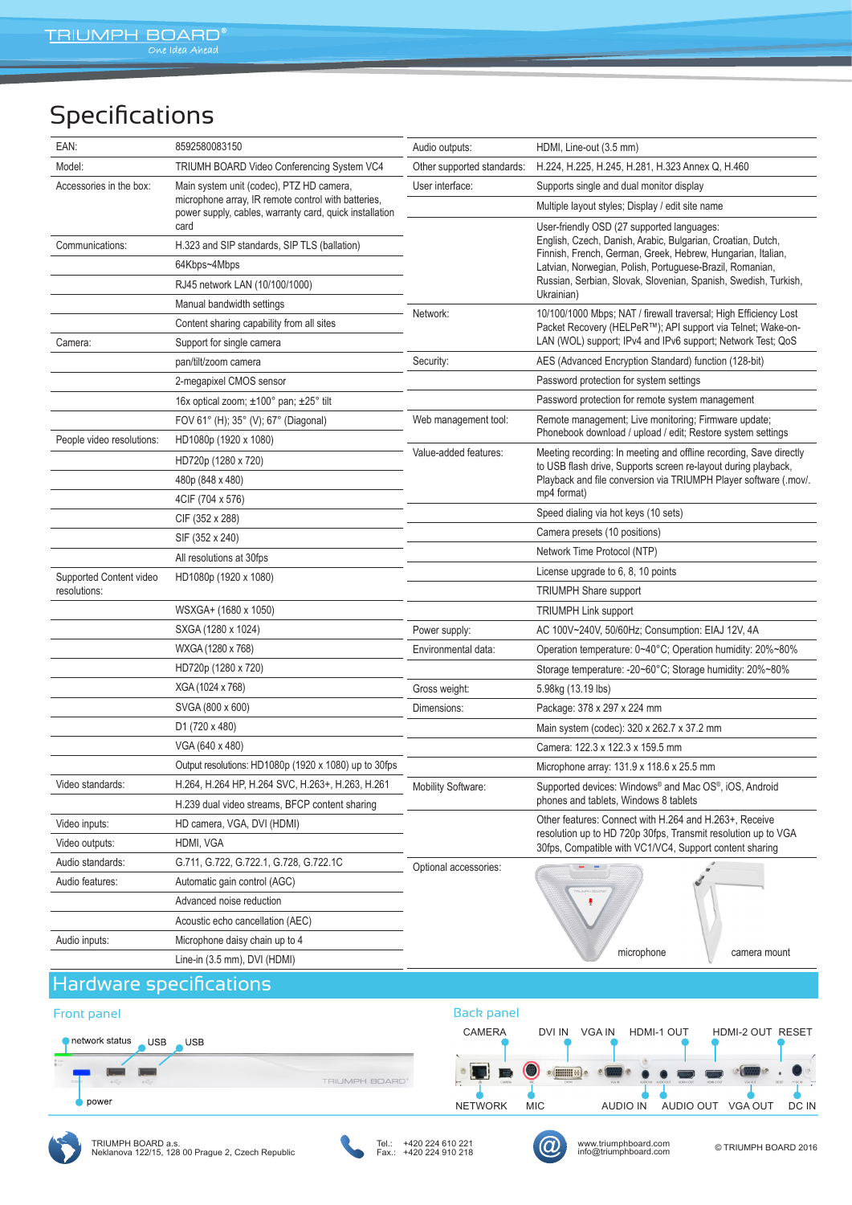# Specifications

| | |
|---|---|
| EAN: | 8592580083150 |
| Model: | TRIUMH BOARD Video Conferencing System VC4 |
| Accessories in the box: | Main system unit (codec), PTZ HD camera, microphone array, IR remote control with batteries, power supply, cables, warranty card, quick installation card |
| Communications: | H.323 and SIP standards, SIP TLS (ballation) |
| | 64Kbps~4Mbps |
| | RJ45 network LAN (10/100/1000) |
| | Manual bandwidth settings |
| | Content sharing capability from all sites |
| Camera: | Support for single camera |
| | pan/tilt/zoom camera |
| | 2-megapixel CMOS sensor |
| | 16x optical zoom; ±100° pan; ±25° tilt |
| | FOV 61° (H); 35° (V); 67° (Diagonal) |
| People video resolutions: | HD1080p (1920 x 1080) |
| | HD720p (1280 x 720) |
| | 480p (848 x 480) |
| | 4CIF (704 x 576) |
| | CIF (352 x 288) |
| | SIF (352 x 240) |
| | All resolutions at 30fps |
| Supported Content video resolutions: | HD1080p (1920 x 1080) |
| | WSXGA+ (1680 x 1050) |
| | SXGA (1280 x 1024) |
| | WXGA (1280 x 768) |
| | HD720p (1280 x 720) |
| | XGA (1024 x 768) |
| | SVGA (800 x 600) |
| | D1 (720 x 480) |
| | VGA (640 x 480) |
| | Output resolutions: HD1080p (1920 x 1080) up to 30fps |
| Video standards: | H.264, H.264 HP, H.264 SVC, H.263+, H.263, H.261 |
| | H.239 dual video streams, BFCP content sharing |
| Video inputs: | HD camera, VGA, DVI (HDMI) |
| Video outputs: | HDMI, VGA |
| Audio standards: | G.711, G.722, G.722.1, G.728, G.722.1C |
| Audio features: | Automatic gain control (AGC) |
| | Advanced noise reduction |
| | Acoustic echo cancellation (AEC) |
| Audio inputs: | Microphone daisy chain up to 4 |
| | Line-in (3.5 mm), DVI (HDMI) |
| Audio outputs: | HDMI, Line-out (3.5 mm) |
| Other supported standards: | H.224, H.225, H.245, H.281, H.323 Annex Q, H.460 |
| User interface: | Supports single and dual monitor display |
| | Multiple layout styles; Display / edit site name |
| | User-friendly OSD (27 supported languages: English, Czech, Danish, Arabic, Bulgarian, Croatian, Dutch, Finnish, French, German, Greek, Hebrew, Hungarian, Italian, Latvian, Norwegian, Polish, Portuguese-Brazil, Romanian, Russian, Serbian, Slovak, Slovenian, Spanish, Swedish, Turkish, Ukrainian) |
| Network: | 10/100/1000 Mbps; NAT / firewall traversal; High Efficiency Lost Packet Recovery (HELPeR™); API support via Telnet; Wake-on-LAN (WOL) support; IPv4 and IPv6 support; Network Test; QoS |
| Security: | AES (Advanced Encryption Standard) function (128-bit) |
| | Password protection for system settings |
| | Password protection for remote system management |
| Web management tool: | Remote management; Live monitoring; Firmware update; Phonebook download / upload / edit; Restore system settings |
| Value-added features: | Meeting recording: In meeting and offline recording, Save directly to USB flash drive, Supports screen re-layout during playback, Playback and file conversion via TRIUMPH Player software (.mov/.mp4 format) |
| | Speed dialing via hot keys (10 sets) |
| | Camera presets (10 positions) |
| | Network Time Protocol (NTP) |
| | License upgrade to 6, 8, 10 points |
| | TRIUMPH Share support |
| | TRIUMPH Link support |
| Power supply: | AC 100V~240V, 50/60Hz; Consumption: EIAJ 12V, 4A |
| Environmental data: | Operation temperature: 0~40°C; Operation humidity: 20%~80% |
| | Storage temperature: -20~60°C; Storage humidity: 20%~80% |
| Gross weight: | 5.98kg (13.19 lbs) |
| Dimensions: | Package: 378 x 297 x 224 mm |
| | Main system (codec): 320 x 262.7 x 37.2 mm |
| | Camera: 122.3 x 122.3 x 159.5 mm |
| | Microphone array: 131.9 x 118.6 x 25.5 mm |
| Mobility Software: | Supported devices: Windows® and Mac OS®, iOS, Android phones and tablets, Windows 8 tablets |
| | Other features: Connect with H.264 and H.263+, Receive resolution up to HD 720p 30fps, Transmit resolution up to VGA 30fps, Compatible with VC1/VC4, Support content sharing |
| Optional accessories: | microphone, camera mount |

# Hardware specifications

## Front panel

network status
USB
USB
power

## Back panel

CAMERA
DVI IN
VGA IN
HDMI-1 OUT
HDMI-2 OUT
RESET
NETWORK
MIC
AUDIO IN
AUDIO OUT
VGA OUT
DC IN

TRIUMPH BOARD a.s.
Neklanova 122/15, 128 00 Prague 2, Czech Republic

Tel.: +420 224 610 221
Fax.: +420 224 910 218

www.triumphboard.com
info@triumphboard.com

© TRIUMPH BOARD 2016